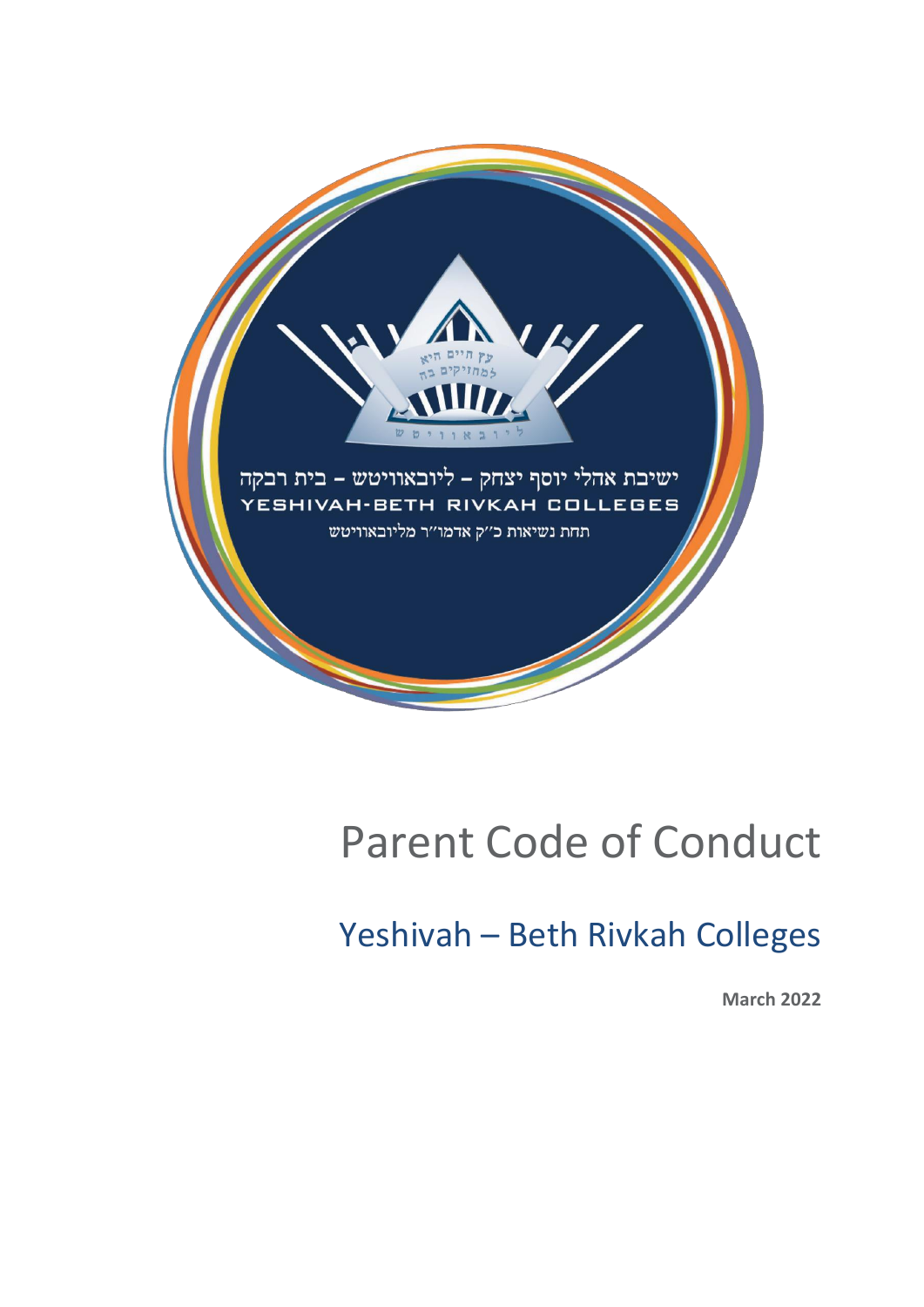ישיבת אהלי יוסף יצחק – ליובאוויטש – בית רבקה

YESHIVAH-BETH RIVKAH COLLEGES

תחת נשיאות כ״ק אדמו״ר מליובאוויטש

# Parent Code of Conduct

## Yeshivah – Beth Rivkah Colleges

**March 2022**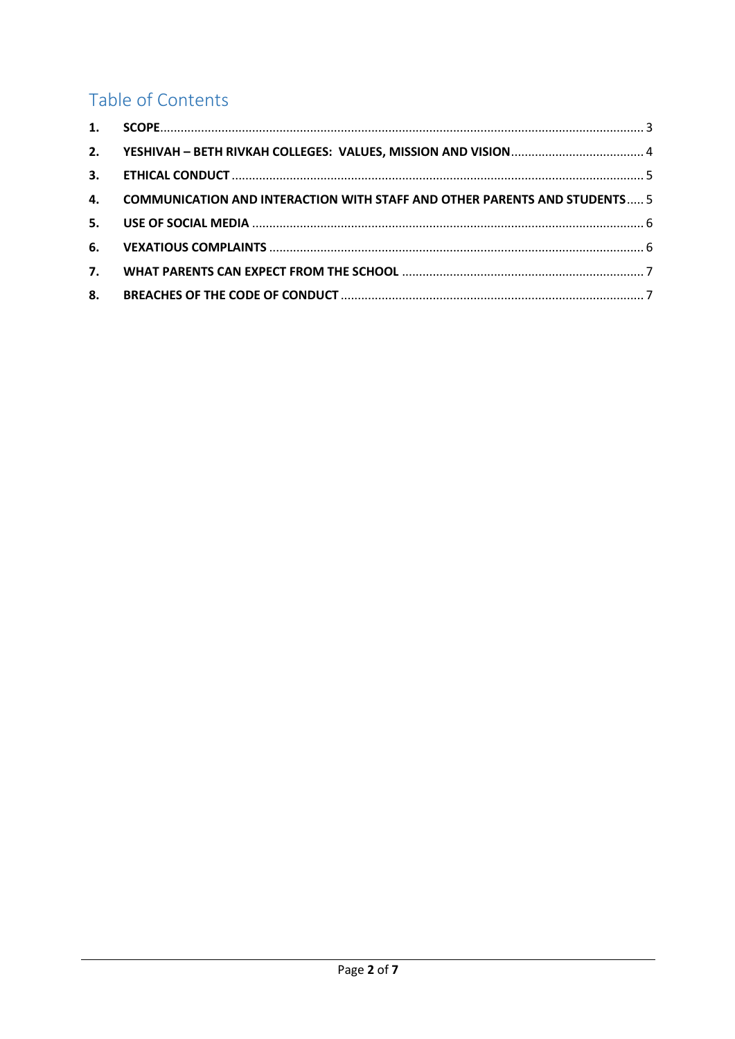# Table of Contents

1. **SCOPE** ..... 3
2. **YESHIVAH – BETH RIVKAH COLLEGES: VALUES, MISSION AND VISION** ..... 4
3. **ETHICAL CONDUCT** ..... 5
4. **COMMUNICATION AND INTERACTION WITH STAFF AND OTHER PARENTS AND STUDENTS** ..... 5
5. **USE OF SOCIAL MEDIA** ..... 6
6. **VEXATIOUS COMPLAINTS** ..... 6
7. **WHAT PARENTS CAN EXPECT FROM THE SCHOOL** ..... 7
8. **BREACHES OF THE CODE OF CONDUCT** ..... 7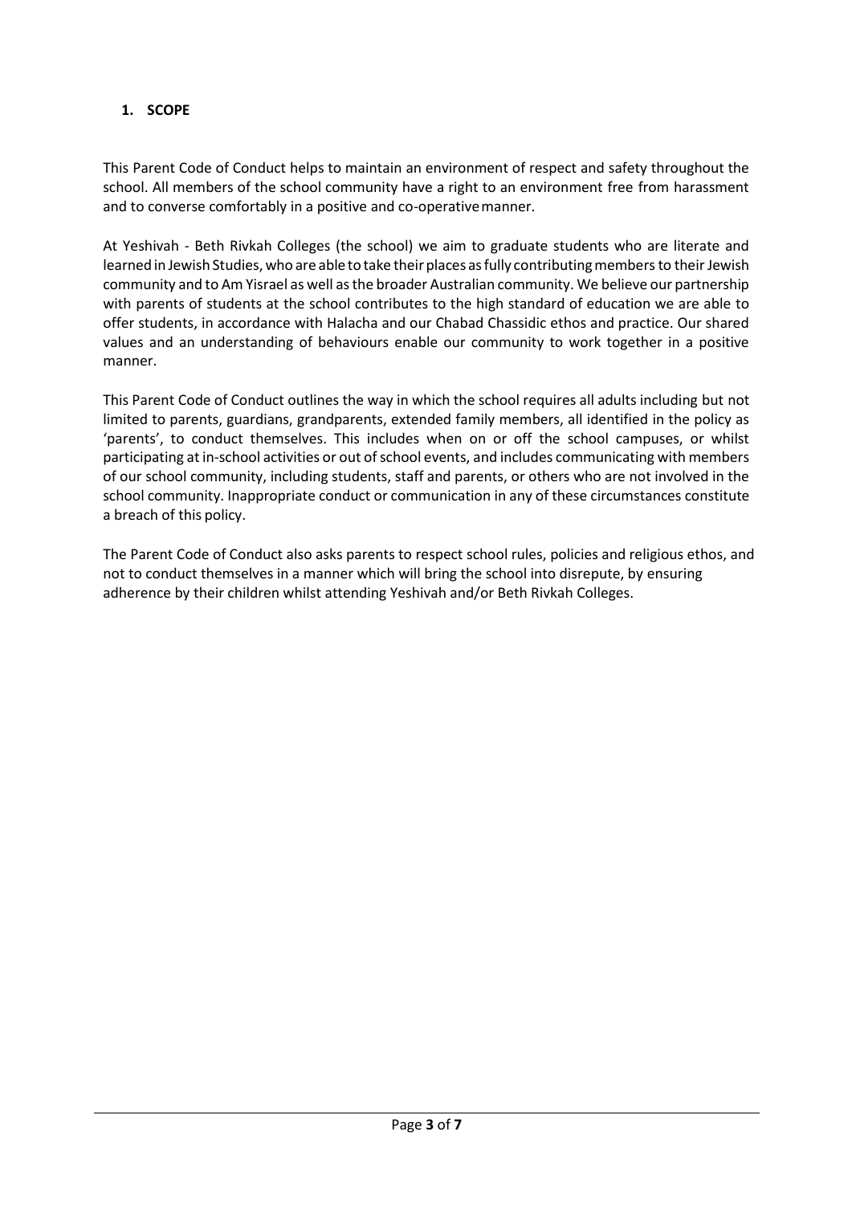## 1. SCOPE

This Parent Code of Conduct helps to maintain an environment of respect and safety throughout the school. All members of the school community have a right to an environment free from harassment and to converse comfortably in a positive and co-operative manner.

At Yeshivah - Beth Rivkah Colleges (the school) we aim to graduate students who are literate and learned in Jewish Studies, who are able to take their places as fully contributing members to their Jewish community and to Am Yisrael as well as the broader Australian community. We believe our partnership with parents of students at the school contributes to the high standard of education we are able to offer students, in accordance with Halacha and our Chabad Chassidic ethos and practice. Our shared values and an understanding of behaviours enable our community to work together in a positive manner.

This Parent Code of Conduct outlines the way in which the school requires all adults including but not limited to parents, guardians, grandparents, extended family members, all identified in the policy as 'parents', to conduct themselves. This includes when on or off the school campuses, or whilst participating at in-school activities or out of school events, and includes communicating with members of our school community, including students, staff and parents, or others who are not involved in the school community. Inappropriate conduct or communication in any of these circumstances constitute a breach of this policy.

The Parent Code of Conduct also asks parents to respect school rules, policies and religious ethos, and not to conduct themselves in a manner which will bring the school into disrepute, by ensuring adherence by their children whilst attending Yeshivah and/or Beth Rivkah Colleges.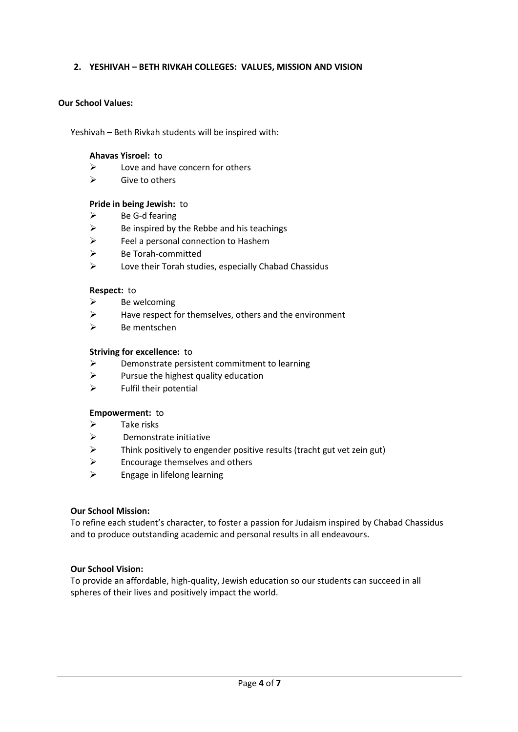## 2. YESHIVAH – BETH RIVKAH COLLEGES: VALUES, MISSION AND VISION

**Our School Values:**

Yeshivah – Beth Rivkah students will be inspired with:

**Ahavas Yisroel:** to

- Love and have concern for others
- Give to others

**Pride in being Jewish:** to

- Be G-d fearing
- Be inspired by the Rebbe and his teachings
- Feel a personal connection to Hashem
- Be Torah-committed
- Love their Torah studies, especially Chabad Chassidus

**Respect:** to

- Be welcoming
- Have respect for themselves, others and the environment
- Be mentschen

**Striving for excellence:** to

- Demonstrate persistent commitment to learning
- Pursue the highest quality education
- Fulfil their potential

**Empowerment:** to

- Take risks
- Demonstrate initiative
- Think positively to engender positive results (tracht gut vet zein gut)
- Encourage themselves and others
- Engage in lifelong learning

**Our School Mission:**

To refine each student's character, to foster a passion for Judaism inspired by Chabad Chassidus and to produce outstanding academic and personal results in all endeavours.

**Our School Vision:**

To provide an affordable, high-quality, Jewish education so our students can succeed in all spheres of their lives and positively impact the world.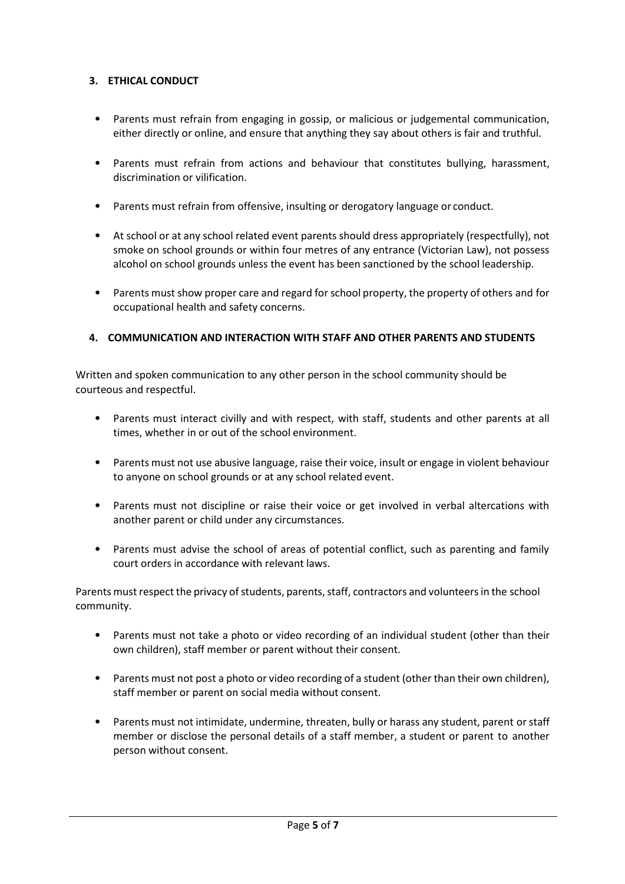### 3. ETHICAL CONDUCT

- Parents must refrain from engaging in gossip, or malicious or judgemental communication, either directly or online, and ensure that anything they say about others is fair and truthful.
- Parents must refrain from actions and behaviour that constitutes bullying, harassment, discrimination or vilification.
- Parents must refrain from offensive, insulting or derogatory language or conduct.
- At school or at any school related event parents should dress appropriately (respectfully), not smoke on school grounds or within four metres of any entrance (Victorian Law), not possess alcohol on school grounds unless the event has been sanctioned by the school leadership.
- Parents must show proper care and regard for school property, the property of others and for occupational health and safety concerns.

### 4. COMMUNICATION AND INTERACTION WITH STAFF AND OTHER PARENTS AND STUDENTS

Written and spoken communication to any other person in the school community should be courteous and respectful.

- Parents must interact civilly and with respect, with staff, students and other parents at all times, whether in or out of the school environment.
- Parents must not use abusive language, raise their voice, insult or engage in violent behaviour to anyone on school grounds or at any school related event.
- Parents must not discipline or raise their voice or get involved in verbal altercations with another parent or child under any circumstances.
- Parents must advise the school of areas of potential conflict, such as parenting and family court orders in accordance with relevant laws.

Parents must respect the privacy of students, parents, staff, contractors and volunteers in the school community.

- Parents must not take a photo or video recording of an individual student (other than their own children), staff member or parent without their consent.
- Parents must not post a photo or video recording of a student (other than their own children), staff member or parent on social media without consent.
- Parents must not intimidate, undermine, threaten, bully or harass any student, parent or staff member or disclose the personal details of a staff member, a student or parent to another person without consent.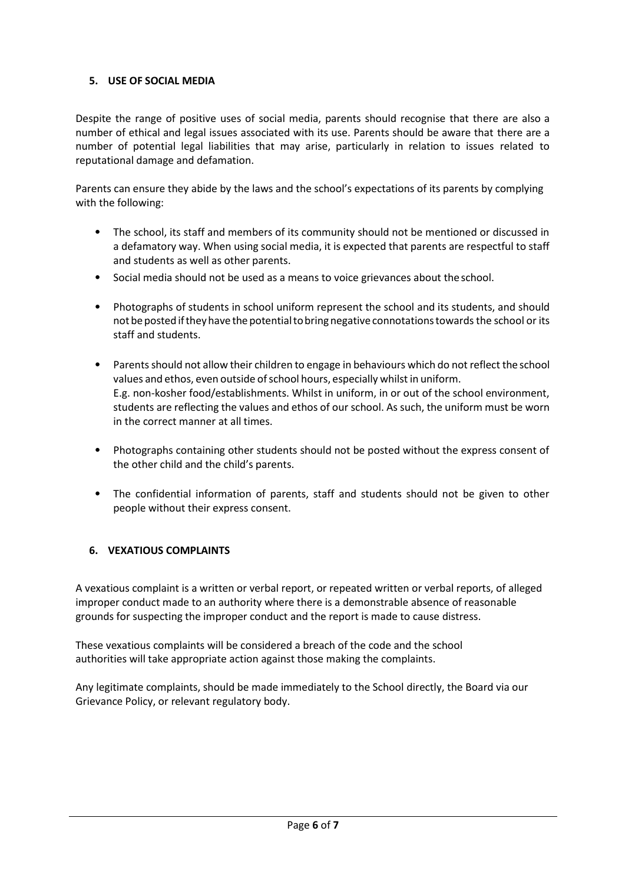## 5. USE OF SOCIAL MEDIA

Despite the range of positive uses of social media, parents should recognise that there are also a number of ethical and legal issues associated with its use. Parents should be aware that there are a number of potential legal liabilities that may arise, particularly in relation to issues related to reputational damage and defamation.

Parents can ensure they abide by the laws and the school's expectations of its parents by complying with the following:

- The school, its staff and members of its community should not be mentioned or discussed in a defamatory way. When using social media, it is expected that parents are respectful to staff and students as well as other parents.
- Social media should not be used as a means to voice grievances about the school.
- Photographs of students in school uniform represent the school and its students, and should not be posted if they have the potential to bring negative connotations towards the school or its staff and students.
- Parents should not allow their children to engage in behaviours which do not reflect the school values and ethos, even outside of school hours, especially whilst in uniform.
  E.g. non-kosher food/establishments. Whilst in uniform, in or out of the school environment, students are reflecting the values and ethos of our school. As such, the uniform must be worn in the correct manner at all times.
- Photographs containing other students should not be posted without the express consent of the other child and the child's parents.
- The confidential information of parents, staff and students should not be given to other people without their express consent.

## 6. VEXATIOUS COMPLAINTS

A vexatious complaint is a written or verbal report, or repeated written or verbal reports, of alleged improper conduct made to an authority where there is a demonstrable absence of reasonable grounds for suspecting the improper conduct and the report is made to cause distress.

These vexatious complaints will be considered a breach of the code and the school authorities will take appropriate action against those making the complaints.

Any legitimate complaints, should be made immediately to the School directly, the Board via our Grievance Policy, or relevant regulatory body.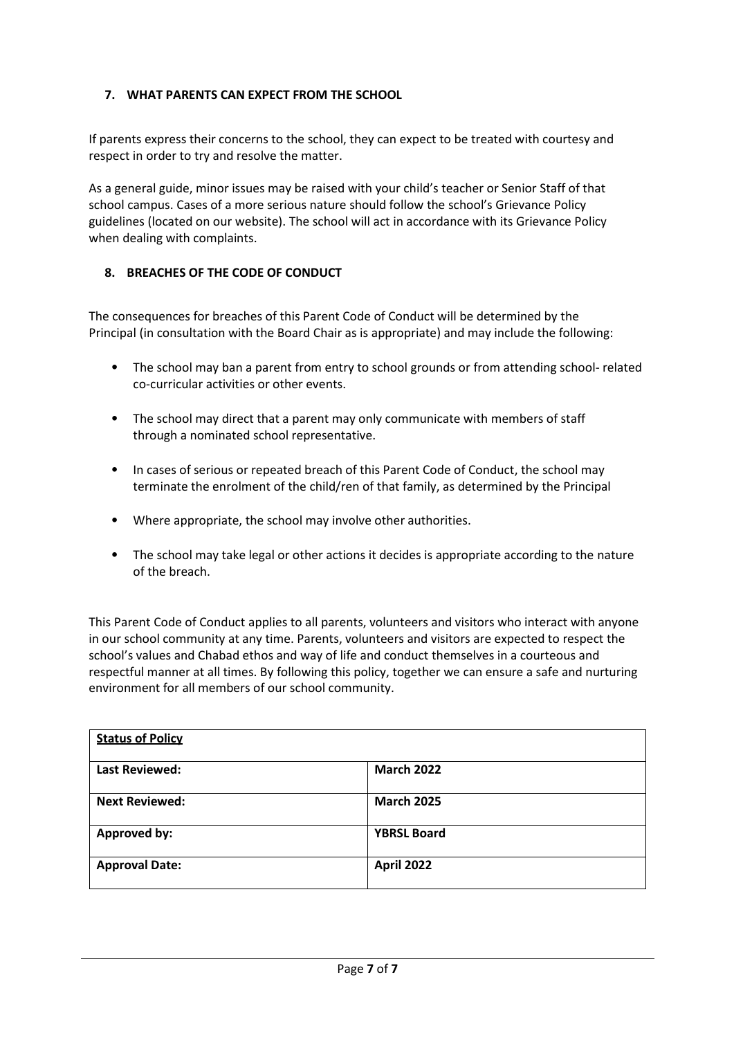## 7. WHAT PARENTS CAN EXPECT FROM THE SCHOOL

If parents express their concerns to the school, they can expect to be treated with courtesy and respect in order to try and resolve the matter.

As a general guide, minor issues may be raised with your child's teacher or Senior Staff of that school campus. Cases of a more serious nature should follow the school's Grievance Policy guidelines (located on our website). The school will act in accordance with its Grievance Policy when dealing with complaints.

## 8. BREACHES OF THE CODE OF CONDUCT

The consequences for breaches of this Parent Code of Conduct will be determined by the Principal (in consultation with the Board Chair as is appropriate) and may include the following:

- The school may ban a parent from entry to school grounds or from attending school- related co-curricular activities or other events.
- The school may direct that a parent may only communicate with members of staff through a nominated school representative.
- In cases of serious or repeated breach of this Parent Code of Conduct, the school may terminate the enrolment of the child/ren of that family, as determined by the Principal
- Where appropriate, the school may involve other authorities.
- The school may take legal or other actions it decides is appropriate according to the nature of the breach.

This Parent Code of Conduct applies to all parents, volunteers and visitors who interact with anyone in our school community at any time. Parents, volunteers and visitors are expected to respect the school's values and Chabad ethos and way of life and conduct themselves in a courteous and respectful manner at all times. By following this policy, together we can ensure a safe and nurturing environment for all members of our school community.

| **Status of Policy** | |
|---|---|
| **Last Reviewed:** | **March 2022** |
| **Next Reviewed:** | **March 2025** |
| **Approved by:** | **YBRSL Board** |
| **Approval Date:** | **April 2022** |